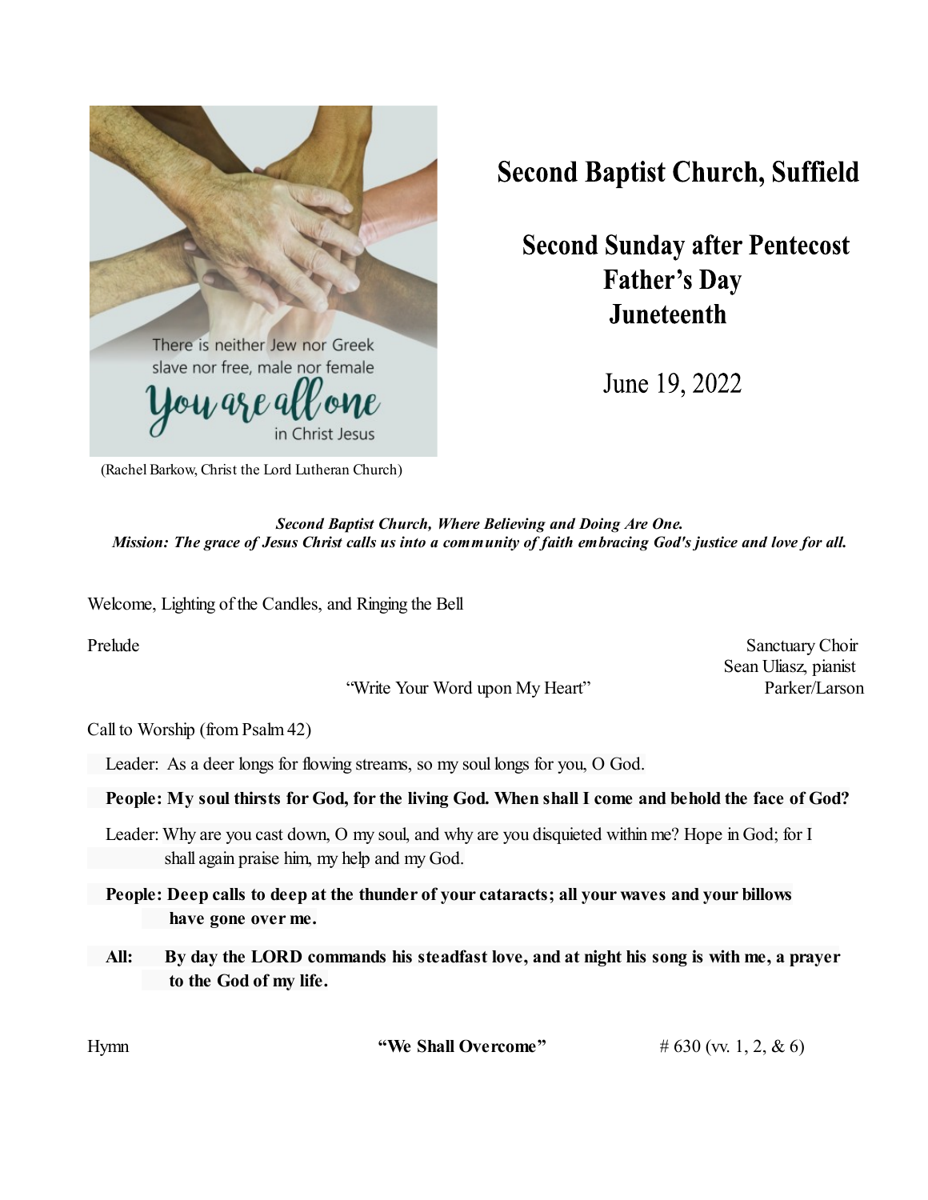# Second Baptist Church, Suffield

## Second Sunday after Pentecost
## Father's Day
## Juneteenth

June 19, 2022

There is neither Jew nor Greek slave nor free, male nor female You are all one in Christ Jesus

(Rachel Barkow, Christ the Lord Lutheran Church)

***Second Baptist Church, Where Believing and Doing Are One.***
***Mission: The grace of Jesus Christ calls us into a community of faith embracing God's justice and love for all.***

Welcome, Lighting of the Candles, and Ringing the Bell

Prelude — Sanctuary Choir, Sean Uliasz, pianist
"Write Your Word upon My Heart" — Parker/Larson

Call to Worship (from Psalm 42)

Leader: As a deer longs for flowing streams, so my soul longs for you, O God.

**People: My soul thirsts for God, for the living God. When shall I come and behold the face of God?**

Leader: Why are you cast down, O my soul, and why are you disquieted within me? Hope in God; for I shall again praise him, my help and my God.

**People: Deep calls to deep at the thunder of your cataracts; all your waves and your billows have gone over me.**

**All: By day the LORD commands his steadfast love, and at night his song is with me, a prayer to the God of my life.**

Hymn — **"We Shall Overcome"** — # 630 (vv. 1, 2, & 6)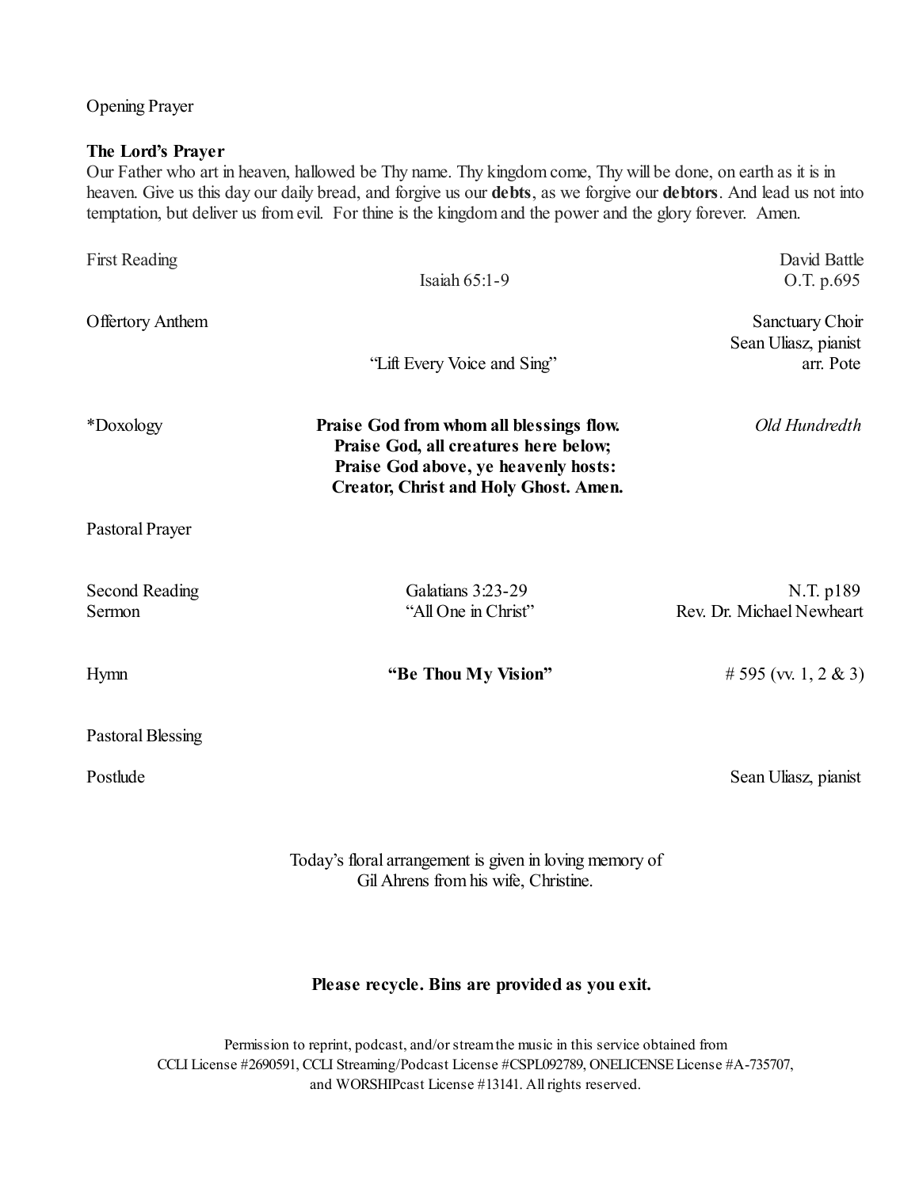Opening Prayer

**The Lord's Prayer**

Our Father who art in heaven, hallowed be Thy name. Thy kingdom come, Thy will be done, on earth as it is in heaven. Give us this day our daily bread, and forgive us our **debts**, as we forgive our **debtors**. And lead us not into temptation, but deliver us from evil. For thine is the kingdom and the power and the glory forever. Amen.

First Reading — Isaiah 65:1-9 — David Battle, O.T. p.695

Offertory Anthem — "Lift Every Voice and Sing" — Sanctuary Choir, Sean Uliasz, pianist, arr. Pote

*Doxology — *Old Hundredth*

**Praise God from whom all blessings flow.**
**Praise God, all creatures here below;**
**Praise God above, ye heavenly hosts:**
**Creator, Christ and Holy Ghost. Amen.**

Pastoral Prayer

Second Reading — Galatians 3:23-29 — N.T. p189

Sermon — "All One in Christ" — Rev. Dr. Michael Newheart

Hymn — **"Be Thou My Vision"** — # 595 (vv. 1, 2 & 3)

Pastoral Blessing

Postlude — Sean Uliasz, pianist

Today's floral arrangement is given in loving memory of Gil Ahrens from his wife, Christine.

**Please recycle. Bins are provided as you exit.**

Permission to reprint, podcast, and/or stream the music in this service obtained from CCLI License #2690591, CCLI Streaming/Podcast License #CSPL092789, ONELICENSE License #A-735707, and WORSHIPcast License #13141. All rights reserved.